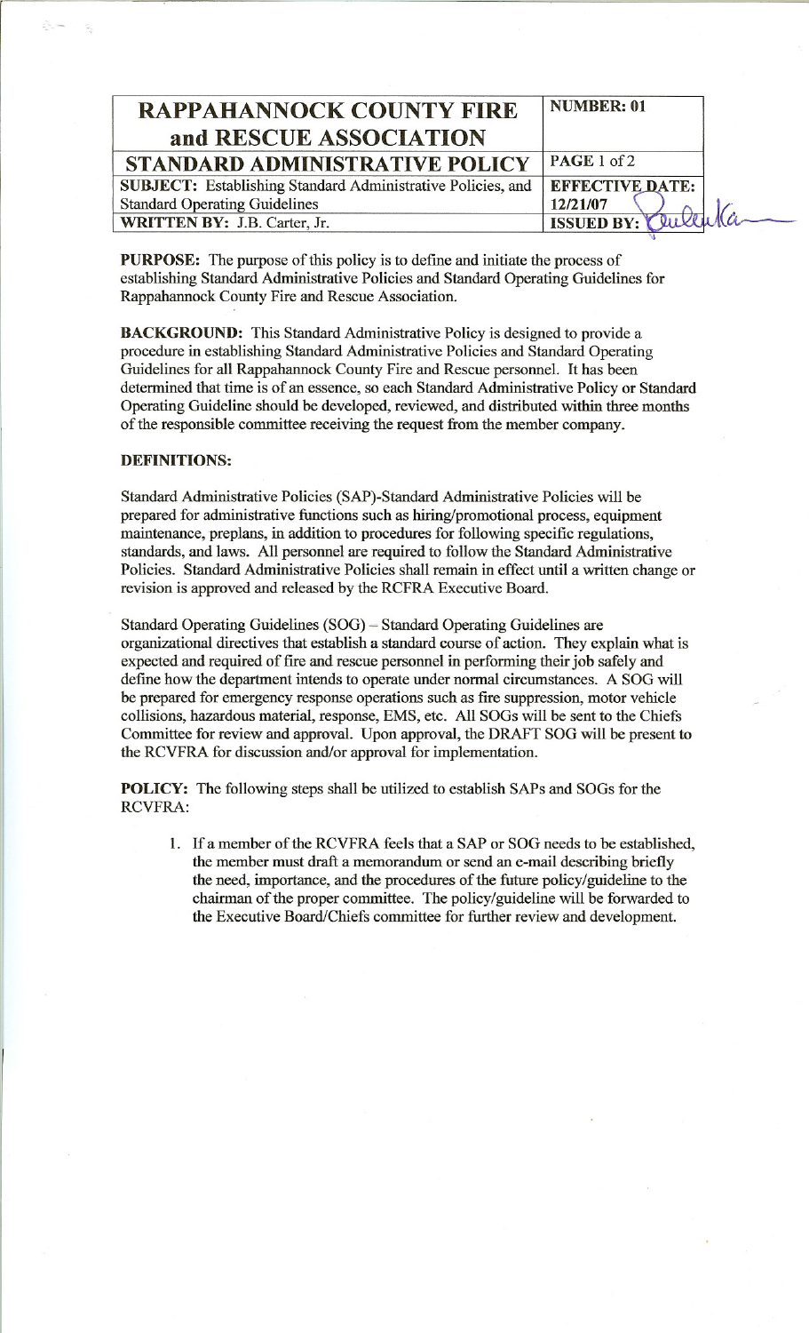| RAPPAHANNOCK COUNTY FIRE and RESCUE ASSOCIATION | NUMBER: 01 |
| --- | --- |
| STANDARD ADMINISTRATIVE POLICY | PAGE 1 of 2 |
| SUBJECT: Establishing Standard Administrative Policies, and Standard Operating Guidelines | EFFECTIVE DATE: 12/21/07 |
| WRITTEN BY: J.B. Carter, Jr. | ISSUED BY: |

**PURPOSE:** The purpose of this policy is to define and initiate the process of establishing Standard Administrative Policies and Standard Operating Guidelines for Rappahannock County Fire and Rescue Association.

**BACKGROUND:** This Standard Administrative Policy is designed to provide a procedure in establishing Standard Administrative Policies and Standard Operating Guidelines for all Rappahannock County Fire and Rescue personnel. It has been determined that time is of an essence, so each Standard Administrative Policy or Standard Operating Guideline should be developed, reviewed, and distributed within three months of the responsible committee receiving the request from the member company.

**DEFINITIONS:**

Standard Administrative Policies (SAP)-Standard Administrative Policies will be prepared for administrative functions such as hiring/promotional process, equipment maintenance, preplans, in addition to procedures for following specific regulations, standards, and laws. All personnel are required to follow the Standard Administrative Policies. Standard Administrative Policies shall remain in effect until a written change or revision is approved and released by the RCFRA Executive Board.

Standard Operating Guidelines (SOG) – Standard Operating Guidelines are organizational directives that establish a standard course of action. They explain what is expected and required of fire and rescue personnel in performing their job safely and define how the department intends to operate under normal circumstances. A SOG will be prepared for emergency response operations such as fire suppression, motor vehicle collisions, hazardous material, response, EMS, etc. All SOGs will be sent to the Chiefs Committee for review and approval. Upon approval, the DRAFT SOG will be present to the RCVFRA for discussion and/or approval for implementation.

**POLICY:** The following steps shall be utilized to establish SAPs and SOGs for the RCVFRA:

1. If a member of the RCVFRA feels that a SAP or SOG needs to be established, the member must draft a memorandum or send an e-mail describing briefly the need, importance, and the procedures of the future policy/guideline to the chairman of the proper committee. The policy/guideline will be forwarded to the Executive Board/Chiefs committee for further review and development.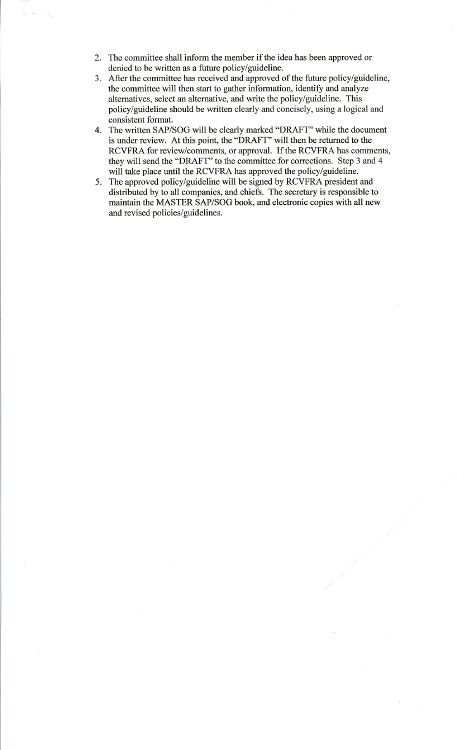2. The committee shall inform the member if the idea has been approved or denied to be written as a future policy/guideline.
3. After the committee has received and approved of the future policy/guideline, the committee will then start to gather information, identify and analyze alternatives, select an alternative, and write the policy/guideline. This policy/guideline should be written clearly and concisely, using a logical and consistent format.
4. The written SAP/SOG will be clearly marked "DRAFT" while the document is under review. At this point, the "DRAFT" will then be returned to the RCVFRA for review/comments, or approval. If the RCVFRA has comments, they will send the "DRAFT" to the committee for corrections. Step 3 and 4 will take place until the RCVFRA has approved the policy/guideline.
5. The approved policy/guideline will be signed by RCVFRA president and distributed by to all companies, and chiefs. The secretary is responsible to maintain the MASTER SAP/SOG book, and electronic copies with all new and revised policies/guidelines.